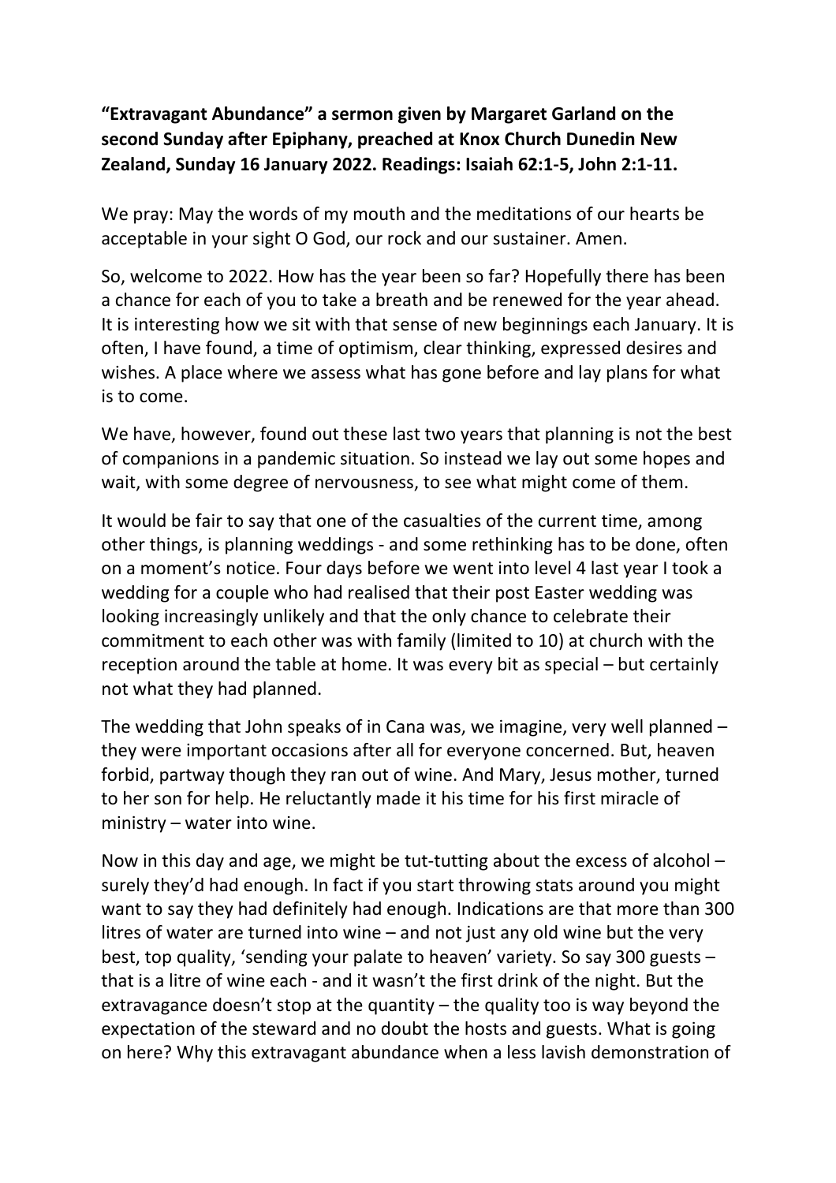**"Extravagant Abundance" a sermon given by Margaret Garland on the second Sunday after Epiphany, preached at Knox Church Dunedin New Zealand, Sunday 16 January 2022. Readings: Isaiah 62:1-5, John 2:1-11.**

We pray: May the words of my mouth and the meditations of our hearts be acceptable in your sight O God, our rock and our sustainer. Amen.

So, welcome to 2022. How has the year been so far? Hopefully there has been a chance for each of you to take a breath and be renewed for the year ahead. It is interesting how we sit with that sense of new beginnings each January. It is often, I have found, a time of optimism, clear thinking, expressed desires and wishes. A place where we assess what has gone before and lay plans for what is to come.

We have, however, found out these last two years that planning is not the best of companions in a pandemic situation. So instead we lay out some hopes and wait, with some degree of nervousness, to see what might come of them.

It would be fair to say that one of the casualties of the current time, among other things, is planning weddings - and some rethinking has to be done, often on a moment's notice. Four days before we went into level 4 last year I took a wedding for a couple who had realised that their post Easter wedding was looking increasingly unlikely and that the only chance to celebrate their commitment to each other was with family (limited to 10) at church with the reception around the table at home. It was every bit as special – but certainly not what they had planned.

The wedding that John speaks of in Cana was, we imagine, very well planned – they were important occasions after all for everyone concerned. But, heaven forbid, partway though they ran out of wine. And Mary, Jesus mother, turned to her son for help. He reluctantly made it his time for his first miracle of ministry – water into wine.

Now in this day and age, we might be tut-tutting about the excess of alcohol – surely they'd had enough. In fact if you start throwing stats around you might want to say they had definitely had enough. Indications are that more than 300 litres of water are turned into wine – and not just any old wine but the very best, top quality, 'sending your palate to heaven' variety. So say 300 guests – that is a litre of wine each - and it wasn't the first drink of the night. But the extravagance doesn't stop at the quantity – the quality too is way beyond the expectation of the steward and no doubt the hosts and guests. What is going on here? Why this extravagant abundance when a less lavish demonstration of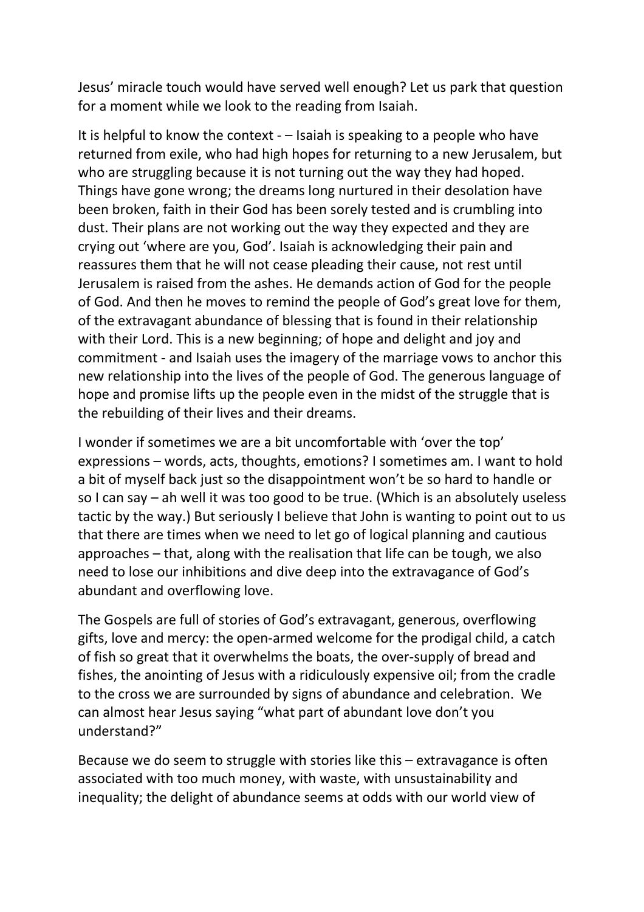Jesus' miracle touch would have served well enough? Let us park that question for a moment while we look to the reading from Isaiah.

It is helpful to know the context - – Isaiah is speaking to a people who have returned from exile, who had high hopes for returning to a new Jerusalem, but who are struggling because it is not turning out the way they had hoped. Things have gone wrong; the dreams long nurtured in their desolation have been broken, faith in their God has been sorely tested and is crumbling into dust. Their plans are not working out the way they expected and they are crying out 'where are you, God'. Isaiah is acknowledging their pain and reassures them that he will not cease pleading their cause, not rest until Jerusalem is raised from the ashes. He demands action of God for the people of God. And then he moves to remind the people of God's great love for them, of the extravagant abundance of blessing that is found in their relationship with their Lord. This is a new beginning; of hope and delight and joy and commitment - and Isaiah uses the imagery of the marriage vows to anchor this new relationship into the lives of the people of God. The generous language of hope and promise lifts up the people even in the midst of the struggle that is the rebuilding of their lives and their dreams.

I wonder if sometimes we are a bit uncomfortable with 'over the top' expressions – words, acts, thoughts, emotions? I sometimes am. I want to hold a bit of myself back just so the disappointment won't be so hard to handle or so I can say – ah well it was too good to be true. (Which is an absolutely useless tactic by the way.) But seriously I believe that John is wanting to point out to us that there are times when we need to let go of logical planning and cautious approaches – that, along with the realisation that life can be tough, we also need to lose our inhibitions and dive deep into the extravagance of God's abundant and overflowing love.

The Gospels are full of stories of God's extravagant, generous, overflowing gifts, love and mercy: the open-armed welcome for the prodigal child, a catch of fish so great that it overwhelms the boats, the over-supply of bread and fishes, the anointing of Jesus with a ridiculously expensive oil; from the cradle to the cross we are surrounded by signs of abundance and celebration. We can almost hear Jesus saying "what part of abundant love don't you understand?"

Because we do seem to struggle with stories like this – extravagance is often associated with too much money, with waste, with unsustainability and inequality; the delight of abundance seems at odds with our world view of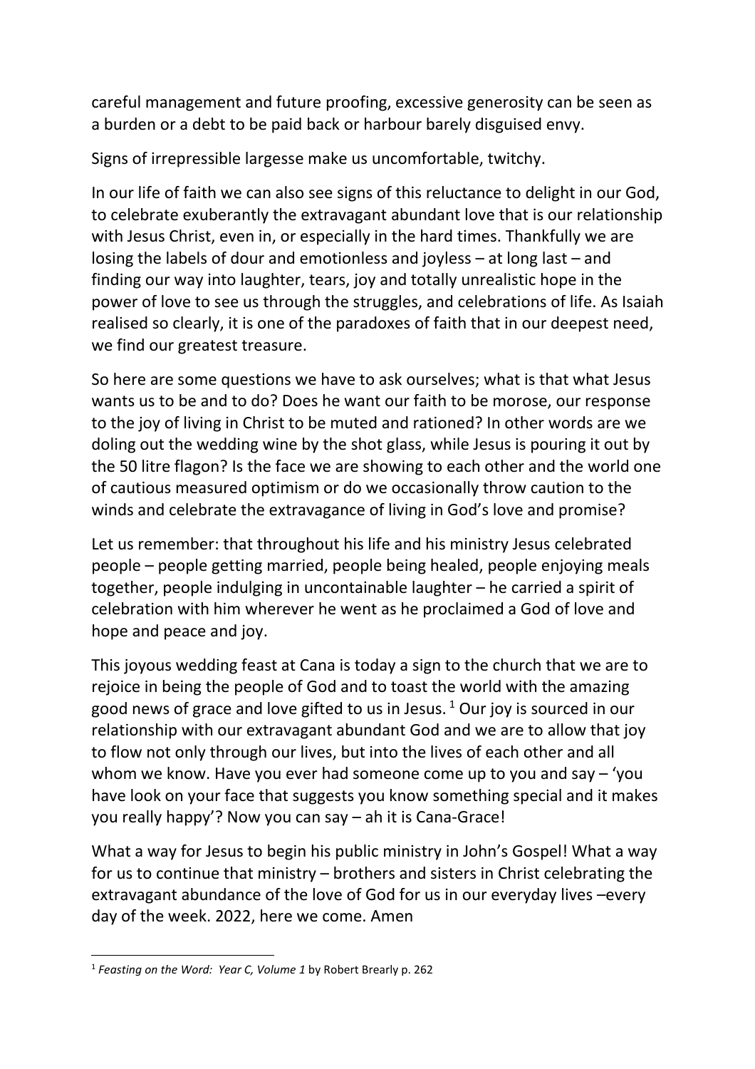careful management and future proofing, excessive generosity can be seen as a burden or a debt to be paid back or harbour barely disguised envy.

Signs of irrepressible largesse make us uncomfortable, twitchy.

In our life of faith we can also see signs of this reluctance to delight in our God, to celebrate exuberantly the extravagant abundant love that is our relationship with Jesus Christ, even in, or especially in the hard times. Thankfully we are losing the labels of dour and emotionless and joyless – at long last – and finding our way into laughter, tears, joy and totally unrealistic hope in the power of love to see us through the struggles, and celebrations of life. As Isaiah realised so clearly, it is one of the paradoxes of faith that in our deepest need, we find our greatest treasure.

So here are some questions we have to ask ourselves; what is that what Jesus wants us to be and to do? Does he want our faith to be morose, our response to the joy of living in Christ to be muted and rationed? In other words are we doling out the wedding wine by the shot glass, while Jesus is pouring it out by the 50 litre flagon? Is the face we are showing to each other and the world one of cautious measured optimism or do we occasionally throw caution to the winds and celebrate the extravagance of living in God's love and promise?

Let us remember: that throughout his life and his ministry Jesus celebrated people – people getting married, people being healed, people enjoying meals together, people indulging in uncontainable laughter – he carried a spirit of celebration with him wherever he went as he proclaimed a God of love and hope and peace and joy.

This joyous wedding feast at Cana is today a sign to the church that we are to rejoice in being the people of God and to toast the world with the amazing good news of grace and love gifted to us in Jesus. [1] Our joy is sourced in our relationship with our extravagant abundant God and we are to allow that joy to flow not only through our lives, but into the lives of each other and all whom we know. Have you ever had someone come up to you and say – 'you have look on your face that suggests you know something special and it makes you really happy'? Now you can say – ah it is Cana-Grace!

What a way for Jesus to begin his public ministry in John's Gospel! What a way for us to continue that ministry – brothers and sisters in Christ celebrating the extravagant abundance of the love of God for us in our everyday lives –every day of the week. 2022, here we come. Amen

---

[1] *Feasting on the Word: Year C, Volume 1* by Robert Brearly p. 262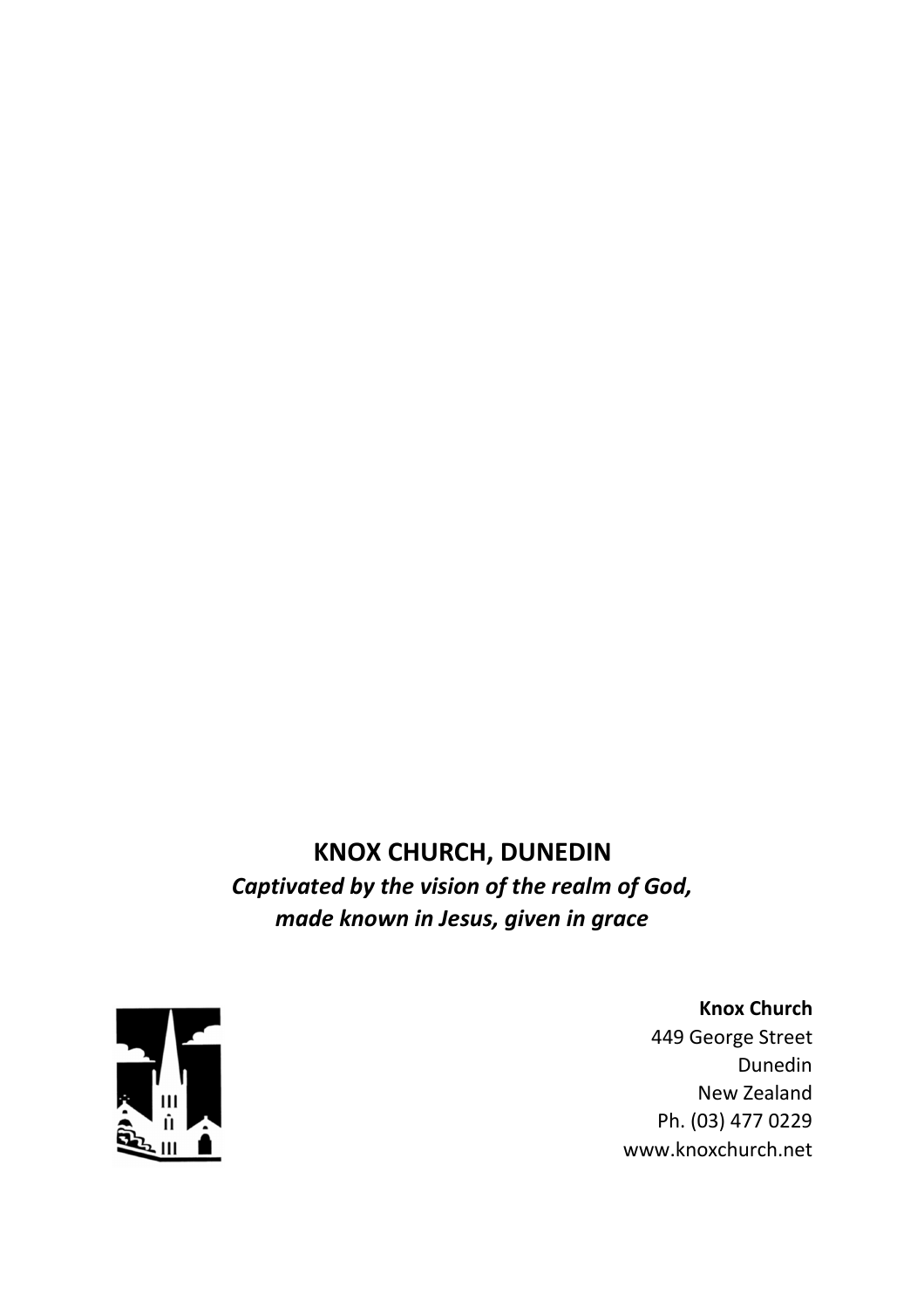**KNOX CHURCH, DUNEDIN**

***Captivated by the vision of the realm of God, made known in Jesus, given in grace***

**Knox Church**
449 George Street
Dunedin
New Zealand
Ph. (03) 477 0229
www.knoxchurch.net